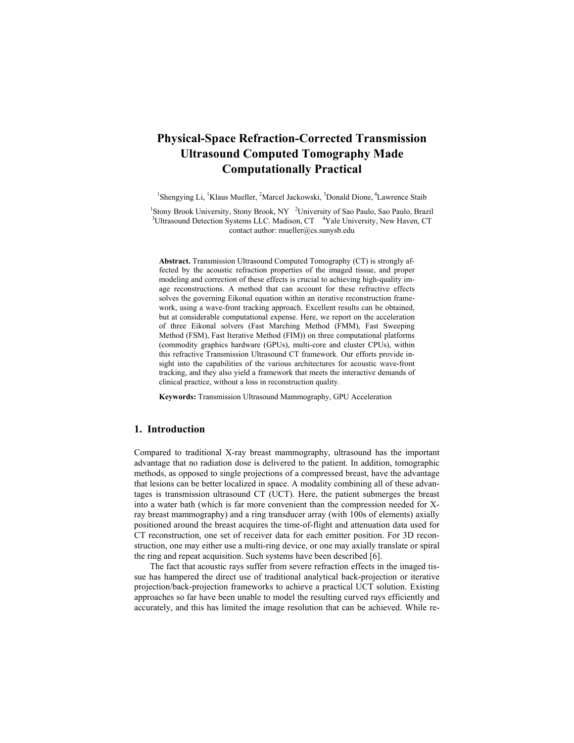# Physical-Space Refraction-Corrected Transmission Ultrasound Computed Tomography Made Computationally Practical

[1]Shengying Li, [1]Klaus Mueller, [2]Marcel Jackowski, [3]Donald Dione, [4]Lawrence Staib

[1]Stony Brook University, Stony Brook, NY [2]University of Sao Paulo, Sao Paulo, Brazil
[3]Ultrasound Detection Systems LLC. Madison, CT [4]Yale University, New Haven, CT
contact author: mueller@cs.sunysb.edu

**Abstract.** Transmission Ultrasound Computed Tomography (CT) is strongly affected by the acoustic refraction properties of the imaged tissue, and proper modeling and correction of these effects is crucial to achieving high-quality image reconstructions. A method that can account for these refractive effects solves the governing Eikonal equation within an iterative reconstruction framework, using a wave-front tracking approach. Excellent results can be obtained, but at considerable computational expense. Here, we report on the acceleration of three Eikonal solvers (Fast Marching Method (FMM), Fast Sweeping Method (FSM), Fast Iterative Method (FIM)) on three computational platforms (commodity graphics hardware (GPUs), multi-core and cluster CPUs), within this refractive Transmission Ultrasound CT framework. Our efforts provide insight into the capabilities of the various architectures for acoustic wave-front tracking, and they also yield a framework that meets the interactive demands of clinical practice, without a loss in reconstruction quality.

**Keywords:** Transmission Ultrasound Mammography, GPU Acceleration

## 1. Introduction

Compared to traditional X-ray breast mammography, ultrasound has the important advantage that no radiation dose is delivered to the patient. In addition, tomographic methods, as opposed to single projections of a compressed breast, have the advantage that lesions can be better localized in space. A modality combining all of these advantages is transmission ultrasound CT (UCT). Here, the patient submerges the breast into a water bath (which is far more convenient than the compression needed for X-ray breast mammography) and a ring transducer array (with 100s of elements) axially positioned around the breast acquires the time-of-flight and attenuation data used for CT reconstruction, one set of receiver data for each emitter position. For 3D reconstruction, one may either use a multi-ring device, or one may axially translate or spiral the ring and repeat acquisition. Such systems have been described [6].

The fact that acoustic rays suffer from severe refraction effects in the imaged tissue has hampered the direct use of traditional analytical back-projection or iterative projection/back-projection frameworks to achieve a practical UCT solution. Existing approaches so far have been unable to model the resulting curved rays efficiently and accurately, and this has limited the image resolution that can be achieved. While re-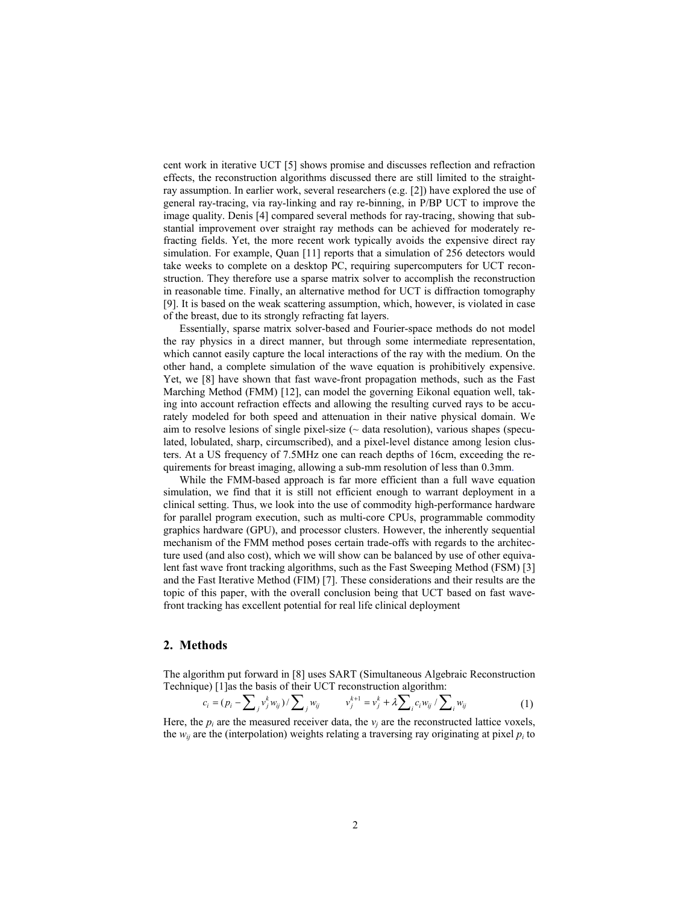cent work in iterative UCT [5] shows promise and discusses reflection and refraction effects, the reconstruction algorithms discussed there are still limited to the straight-ray assumption. In earlier work, several researchers (e.g. [2]) have explored the use of general ray-tracing, via ray-linking and ray re-binning, in P/BP UCT to improve the image quality. Denis [4] compared several methods for ray-tracing, showing that substantial improvement over straight ray methods can be achieved for moderately refracting fields. Yet, the more recent work typically avoids the expensive direct ray simulation. For example, Quan [11] reports that a simulation of 256 detectors would take weeks to complete on a desktop PC, requiring supercomputers for UCT reconstruction. They therefore use a sparse matrix solver to accomplish the reconstruction in reasonable time. Finally, an alternative method for UCT is diffraction tomography [9]. It is based on the weak scattering assumption, which, however, is violated in case of the breast, due to its strongly refracting fat layers.

Essentially, sparse matrix solver-based and Fourier-space methods do not model the ray physics in a direct manner, but through some intermediate representation, which cannot easily capture the local interactions of the ray with the medium. On the other hand, a complete simulation of the wave equation is prohibitively expensive. Yet, we [8] have shown that fast wave-front propagation methods, such as the Fast Marching Method (FMM) [12], can model the governing Eikonal equation well, taking into account refraction effects and allowing the resulting curved rays to be accurately modeled for both speed and attenuation in their native physical domain. We aim to resolve lesions of single pixel-size (~ data resolution), various shapes (speculated, lobulated, sharp, circumscribed), and a pixel-level distance among lesion clusters. At a US frequency of 7.5MHz one can reach depths of 16cm, exceeding the requirements for breast imaging, allowing a sub-mm resolution of less than 0.3mm.

While the FMM-based approach is far more efficient than a full wave equation simulation, we find that it is still not efficient enough to warrant deployment in a clinical setting. Thus, we look into the use of commodity high-performance hardware for parallel program execution, such as multi-core CPUs, programmable commodity graphics hardware (GPU), and processor clusters. However, the inherently sequential mechanism of the FMM method poses certain trade-offs with regards to the architecture used (and also cost), which we will show can be balanced by use of other equivalent fast wave front tracking algorithms, such as the Fast Sweeping Method (FSM) [3] and the Fast Iterative Method (FIM) [7]. These considerations and their results are the topic of this paper, with the overall conclusion being that UCT based on fast wave-front tracking has excellent potential for real life clinical deployment

## 2. Methods

The algorithm put forward in [8] uses SART (Simultaneous Algebraic Reconstruction Technique) [1]as the basis of their UCT reconstruction algorithm:

$$c_i = (p_i - \sum_j v_j^k w_{ij}) / \sum_j w_{ij} \qquad v_j^{k+1} = v_j^k + \lambda \sum_i c_i w_{ij} / \sum_i w_{ij} \tag{1}$$

Here, the $p_i$ are the measured receiver data, the $v_j$ are the reconstructed lattice voxels, the $w_{ij}$ are the (interpolation) weights relating a traversing ray originating at pixel $p_i$ to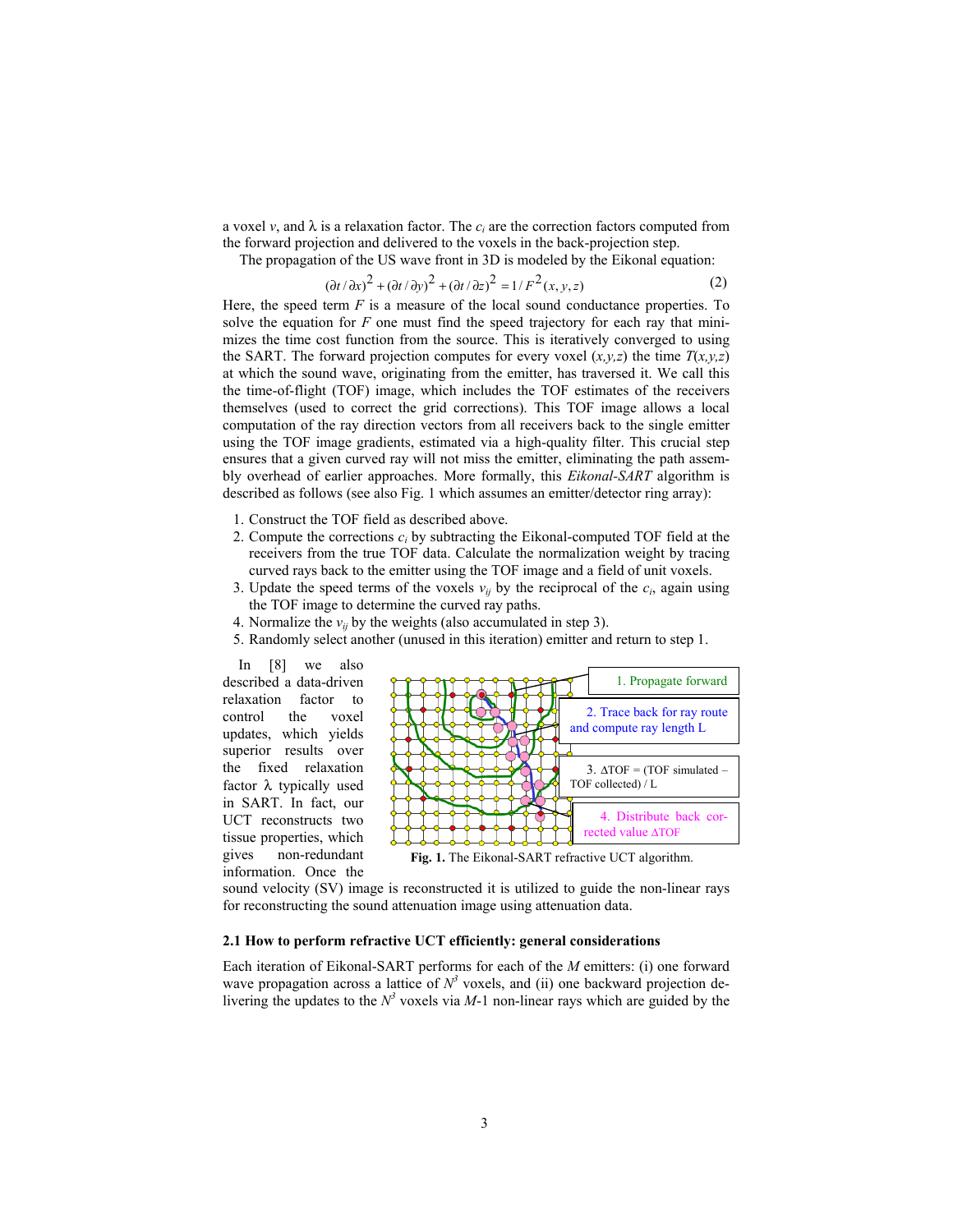a voxel $v$, and $\lambda$ is a relaxation factor. The $c_i$ are the correction factors computed from the forward projection and delivered to the voxels in the back-projection step.

The propagation of the US wave front in 3D is modeled by the Eikonal equation:

$$(\partial t / \partial x)^2 + (\partial t / \partial y)^2 + (\partial t / \partial z)^2 = 1 / F^2(x, y, z) \tag{2}$$

Here, the speed term $F$ is a measure of the local sound conductance properties. To solve the equation for $F$ one must find the speed trajectory for each ray that minimizes the time cost function from the source. This is iteratively converged to using the SART. The forward projection computes for every voxel $(x,y,z)$ the time $T(x,y,z)$ at which the sound wave, originating from the emitter, has traversed it. We call this the time-of-flight (TOF) image, which includes the TOF estimates of the receivers themselves (used to correct the grid corrections). This TOF image allows a local computation of the ray direction vectors from all receivers back to the single emitter using the TOF image gradients, estimated via a high-quality filter. This crucial step ensures that a given curved ray will not miss the emitter, eliminating the path assembly overhead of earlier approaches. More formally, this *Eikonal-SART* algorithm is described as follows (see also Fig. 1 which assumes an emitter/detector ring array):

1. Construct the TOF field as described above.
2. Compute the corrections $c_i$ by subtracting the Eikonal-computed TOF field at the receivers from the true TOF data. Calculate the normalization weight by tracing curved rays back to the emitter using the TOF image and a field of unit voxels.
3. Update the speed terms of the voxels $v_{ij}$ by the reciprocal of the $c_i$, again using the TOF image to determine the curved ray paths.
4. Normalize the $v_{ij}$ by the weights (also accumulated in step 3).
5. Randomly select another (unused in this iteration) emitter and return to step 1.

In [8] we also described a data-driven relaxation factor to control the voxel updates, which yields superior results over the fixed relaxation factor $\lambda$ typically used in SART. In fact, our UCT reconstructs two tissue properties, which gives non-redundant information. Once the sound velocity (SV) image is reconstructed it is utilized to guide the non-linear rays for reconstructing the sound attenuation image using attenuation data.

1. Propagate forward

2. Trace back for ray route and compute ray length L

3. ΔTOF = (TOF simulated – TOF collected) / L

4. Distribute back corrected value ΔTOF

**Fig. 1.** The Eikonal-SART refractive UCT algorithm.

### 2.1 How to perform refractive UCT efficiently: general considerations

Each iteration of Eikonal-SART performs for each of the $M$ emitters: (i) one forward wave propagation across a lattice of $N^3$ voxels, and (ii) one backward projection delivering the updates to the $N^3$ voxels via $M$-1 non-linear rays which are guided by the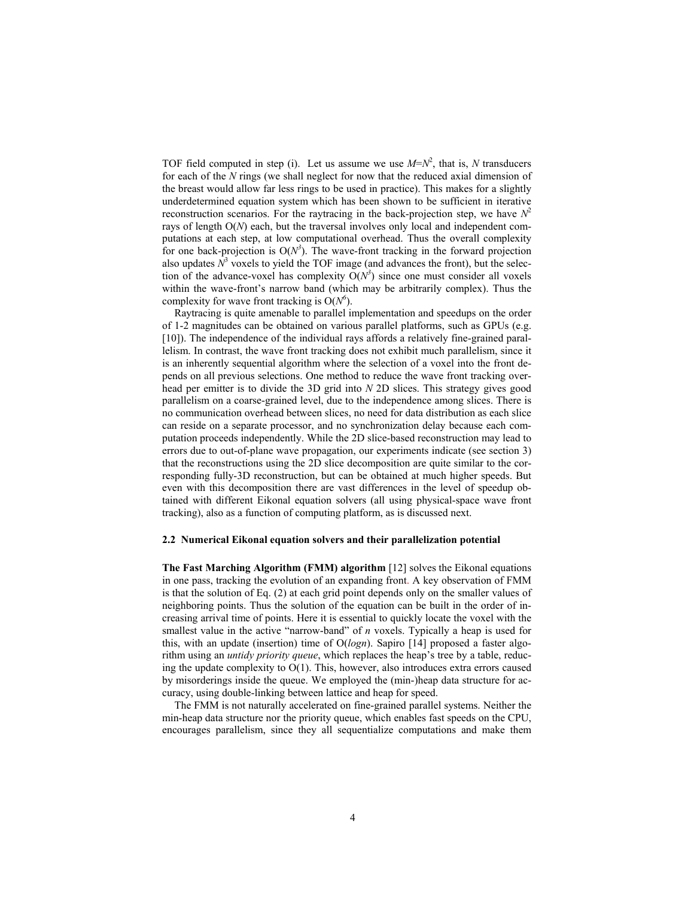TOF field computed in step (i). Let us assume we use $M=N^2$, that is, $N$ transducers for each of the $N$ rings (we shall neglect for now that the reduced axial dimension of the breast would allow far less rings to be used in practice). This makes for a slightly underdetermined equation system which has been shown to be sufficient in iterative reconstruction scenarios. For the raytracing in the back-projection step, we have $N^2$ rays of length O($N$) each, but the traversal involves only local and independent computations at each step, at low computational overhead. Thus the overall complexity for one back-projection is O($N^3$). The wave-front tracking in the forward projection also updates $N^3$ voxels to yield the TOF image (and advances the front), but the selection of the advance-voxel has complexity O($N^3$) since one must consider all voxels within the wave-front's narrow band (which may be arbitrarily complex). Thus the complexity for wave front tracking is O($N^6$).

Raytracing is quite amenable to parallel implementation and speedups on the order of 1-2 magnitudes can be obtained on various parallel platforms, such as GPUs (e.g. [10]). The independence of the individual rays affords a relatively fine-grained parallelism. In contrast, the wave front tracking does not exhibit much parallelism, since it is an inherently sequential algorithm where the selection of a voxel into the front depends on all previous selections. One method to reduce the wave front tracking overhead per emitter is to divide the 3D grid into $N$ 2D slices. This strategy gives good parallelism on a coarse-grained level, due to the independence among slices. There is no communication overhead between slices, no need for data distribution as each slice can reside on a separate processor, and no synchronization delay because each computation proceeds independently. While the 2D slice-based reconstruction may lead to errors due to out-of-plane wave propagation, our experiments indicate (see section 3) that the reconstructions using the 2D slice decomposition are quite similar to the corresponding fully-3D reconstruction, but can be obtained at much higher speeds. But even with this decomposition there are vast differences in the level of speedup obtained with different Eikonal equation solvers (all using physical-space wave front tracking), also as a function of computing platform, as is discussed next.

### 2.2 Numerical Eikonal equation solvers and their parallelization potential

**The Fast Marching Algorithm (FMM) algorithm** [12] solves the Eikonal equations in one pass, tracking the evolution of an expanding front. A key observation of FMM is that the solution of Eq. (2) at each grid point depends only on the smaller values of neighboring points. Thus the solution of the equation can be built in the order of increasing arrival time of points. Here it is essential to quickly locate the voxel with the smallest value in the active "narrow-band" of $n$ voxels. Typically a heap is used for this, with an update (insertion) time of O($logn$). Sapiro [14] proposed a faster algorithm using an *untidy priority queue*, which replaces the heap's tree by a table, reducing the update complexity to O(1). This, however, also introduces extra errors caused by misorderings inside the queue. We employed the (min-)heap data structure for accuracy, using double-linking between lattice and heap for speed.

The FMM is not naturally accelerated on fine-grained parallel systems. Neither the min-heap data structure nor the priority queue, which enables fast speeds on the CPU, encourages parallelism, since they all sequentialize computations and make them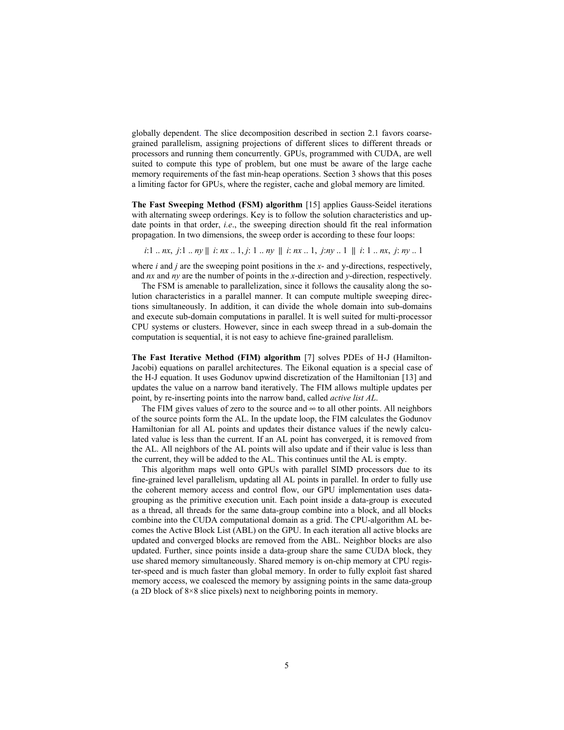globally dependent. The slice decomposition described in section 2.1 favors coarse-grained parallelism, assigning projections of different slices to different threads or processors and running them concurrently. GPUs, programmed with CUDA, are well suited to compute this type of problem, but one must be aware of the large cache memory requirements of the fast min-heap operations. Section 3 shows that this poses a limiting factor for GPUs, where the register, cache and global memory are limited.

**The Fast Sweeping Method (FSM) algorithm** [15] applies Gauss-Seidel iterations with alternating sweep orderings. Key is to follow the solution characteristics and update points in that order, *i.e*., the sweeping direction should fit the real information propagation. In two dimensions, the sweep order is according to these four loops:

$$i{:}1 \,..\, nx,\; j{:}1 \,..\, ny \;\|\; i{:}\, nx \,..\, 1,\; j{:}\, 1 \,..\, ny \;\|\; i{:}\, nx \,..\, 1,\; j{:}ny \,..\, 1 \;\|\; i{:}\, 1 \,..\, nx,\; j{:}\, ny \,..\, 1$$

where $i$ and $j$ are the sweeping point positions in the $x$- and y-directions, respectively, and $nx$ and $ny$ are the number of points in the $x$-direction and $y$-direction, respectively.

The FSM is amenable to parallelization, since it follows the causality along the solution characteristics in a parallel manner. It can compute multiple sweeping directions simultaneously. In addition, it can divide the whole domain into sub-domains and execute sub-domain computations in parallel. It is well suited for multi-processor CPU systems or clusters. However, since in each sweep thread in a sub-domain the computation is sequential, it is not easy to achieve fine-grained parallelism.

**The Fast Iterative Method (FIM) algorithm** [7] solves PDEs of H-J (Hamilton-Jacobi) equations on parallel architectures. The Eikonal equation is a special case of the H-J equation. It uses Godunov upwind discretization of the Hamiltonian [13] and updates the value on a narrow band iteratively. The FIM allows multiple updates per point, by re-inserting points into the narrow band, called *active list AL*.

The FIM gives values of zero to the source and $\infty$ to all other points. All neighbors of the source points form the AL. In the update loop, the FIM calculates the Godunov Hamiltonian for all AL points and updates their distance values if the newly calculated value is less than the current. If an AL point has converged, it is removed from the AL. All neighbors of the AL points will also update and if their value is less than the current, they will be added to the AL. This continues until the AL is empty.

This algorithm maps well onto GPUs with parallel SIMD processors due to its fine-grained level parallelism, updating all AL points in parallel. In order to fully use the coherent memory access and control flow, our GPU implementation uses data-grouping as the primitive execution unit. Each point inside a data-group is executed as a thread, all threads for the same data-group combine into a block, and all blocks combine into the CUDA computational domain as a grid. The CPU-algorithm AL becomes the Active Block List (ABL) on the GPU. In each iteration all active blocks are updated and converged blocks are removed from the ABL. Neighbor blocks are also updated. Further, since points inside a data-group share the same CUDA block, they use shared memory simultaneously. Shared memory is on-chip memory at CPU register-speed and is much faster than global memory. In order to fully exploit fast shared memory access, we coalesced the memory by assigning points in the same data-group (a 2D block of 8×8 slice pixels) next to neighboring points in memory.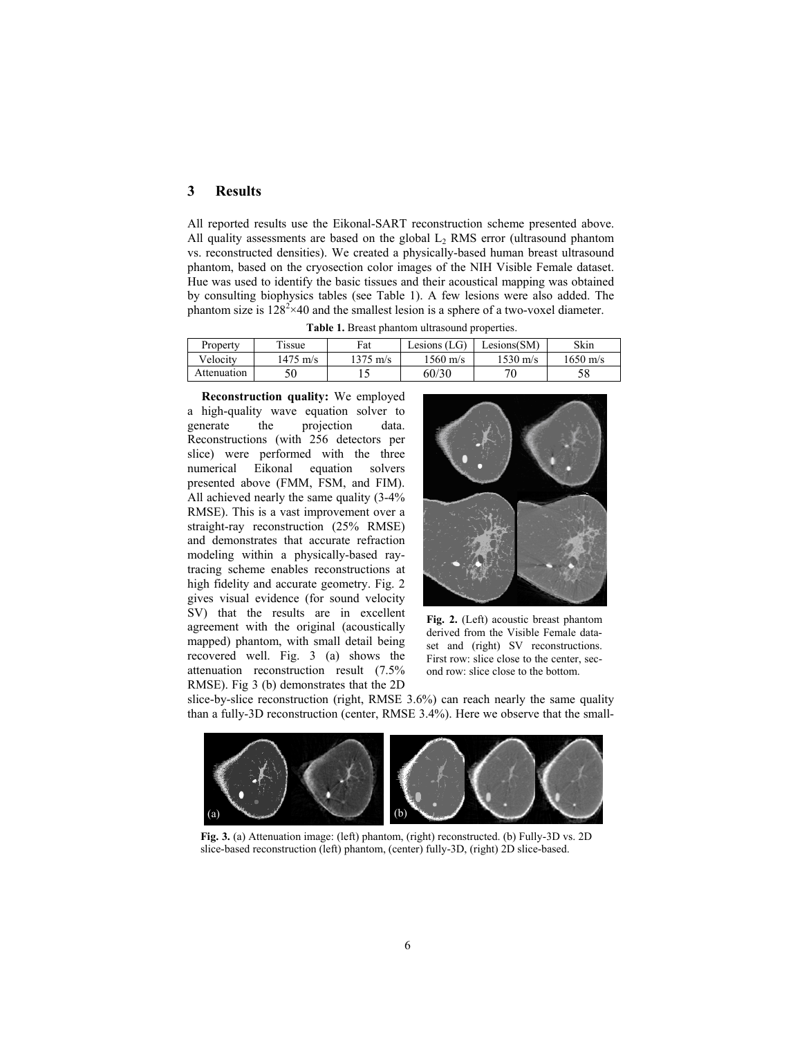## 3 Results

All reported results use the Eikonal-SART reconstruction scheme presented above. All quality assessments are based on the global $L_2$ RMS error (ultrasound phantom vs. reconstructed densities). We created a physically-based human breast ultrasound phantom, based on the cryosection color images of the NIH Visible Female dataset. Hue was used to identify the basic tissues and their acoustical mapping was obtained by consulting biophysics tables (see Table 1). A few lesions were also added. The phantom size is $128^2 \times 40$ and the smallest lesion is a sphere of a two-voxel diameter.

**Table 1.** Breast phantom ultrasound properties.

| Property | Tissue | Fat | Lesions (LG) | Lesions(SM) | Skin |
|---|---|---|---|---|---|
| Velocity | 1475 m/s | 1375 m/s | 1560 m/s | 1530 m/s | 1650 m/s |
| Attenuation | 50 | 15 | 60/30 | 70 | 58 |

**Reconstruction quality:** We employed a high-quality wave equation solver to generate the projection data. Reconstructions (with 256 detectors per slice) were performed with the three numerical Eikonal equation solvers presented above (FMM, FSM, and FIM). All achieved nearly the same quality (3-4% RMSE). This is a vast improvement over a straight-ray reconstruction (25% RMSE) and demonstrates that accurate refraction modeling within a physically-based ray-tracing scheme enables reconstructions at high fidelity and accurate geometry. Fig. 2 gives visual evidence (for sound velocity SV) that the results are in excellent agreement with the original (acoustically mapped) phantom, with small detail being recovered well. Fig. 3 (a) shows the attenuation reconstruction result (7.5% RMSE). Fig 3 (b) demonstrates that the 2D slice-by-slice reconstruction (right, RMSE 3.6%) can reach nearly the same quality than a fully-3D reconstruction (center, RMSE 3.4%). Here we observe that the small-

**Fig. 2.** (Left) acoustic breast phantom derived from the Visible Female dataset and (right) SV reconstructions. First row: slice close to the center, second row: slice close to the bottom.

**Fig. 3.** (a) Attenuation image: (left) phantom, (right) reconstructed. (b) Fully-3D vs. 2D slice-based reconstruction (left) phantom, (center) fully-3D, (right) 2D slice-based.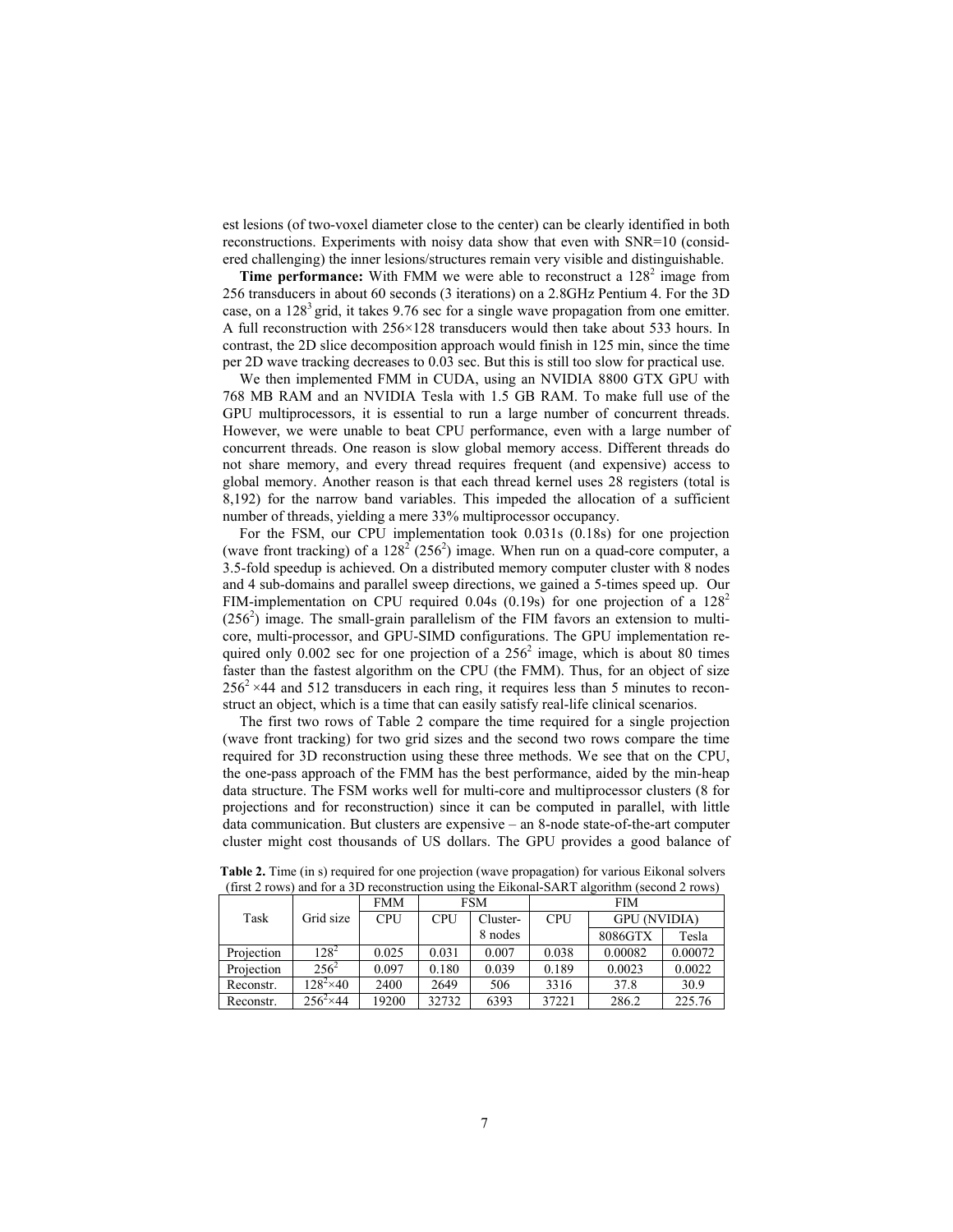est lesions (of two-voxel diameter close to the center) can be clearly identified in both reconstructions. Experiments with noisy data show that even with SNR=10 (considered challenging) the inner lesions/structures remain very visible and distinguishable.

**Time performance:** With FMM we were able to reconstruct a $128^2$ image from 256 transducers in about 60 seconds (3 iterations) on a 2.8GHz Pentium 4. For the 3D case, on a $128^3$ grid, it takes 9.76 sec for a single wave propagation from one emitter. A full reconstruction with 256×128 transducers would then take about 533 hours. In contrast, the 2D slice decomposition approach would finish in 125 min, since the time per 2D wave tracking decreases to 0.03 sec. But this is still too slow for practical use.

We then implemented FMM in CUDA, using an NVIDIA 8800 GTX GPU with 768 MB RAM and an NVIDIA Tesla with 1.5 GB RAM. To make full use of the GPU multiprocessors, it is essential to run a large number of concurrent threads. However, we were unable to beat CPU performance, even with a large number of concurrent threads. One reason is slow global memory access. Different threads do not share memory, and every thread requires frequent (and expensive) access to global memory. Another reason is that each thread kernel uses 28 registers (total is 8,192) for the narrow band variables. This impeded the allocation of a sufficient number of threads, yielding a mere 33% multiprocessor occupancy.

For the FSM, our CPU implementation took 0.031s (0.18s) for one projection (wave front tracking) of a $128^2$ ($256^2$) image. When run on a quad-core computer, a 3.5-fold speedup is achieved. On a distributed memory computer cluster with 8 nodes and 4 sub-domains and parallel sweep directions, we gained a 5-times speed up. Our FIM-implementation on CPU required 0.04s (0.19s) for one projection of a $128^2$ ($256^2$) image. The small-grain parallelism of the FIM favors an extension to multi-core, multi-processor, and GPU-SIMD configurations. The GPU implementation required only 0.002 sec for one projection of a $256^2$ image, which is about 80 times faster than the fastest algorithm on the CPU (the FMM). Thus, for an object of size $256^2 \times 44$ and 512 transducers in each ring, it requires less than 5 minutes to reconstruct an object, which is a time that can easily satisfy real-life clinical scenarios.

The first two rows of Table 2 compare the time required for a single projection (wave front tracking) for two grid sizes and the second two rows compare the time required for 3D reconstruction using these three methods. We see that on the CPU, the one-pass approach of the FMM has the best performance, aided by the min-heap data structure. The FSM works well for multi-core and multiprocessor clusters (8 for projections and for reconstruction) since it can be computed in parallel, with little data communication. But clusters are expensive – an 8-node state-of-the-art computer cluster might cost thousands of US dollars. The GPU provides a good balance of

**Table 2.** Time (in s) required for one projection (wave propagation) for various Eikonal solvers (first 2 rows) and for a 3D reconstruction using the Eikonal-SART algorithm (second 2 rows)

| Task | Grid size | FMM | FSM | | FIM | | |
|---|---|---|---|---|---|---|---|
| | | CPU | CPU | Cluster-8 nodes | CPU | GPU (NVIDIA) | |
| | | | | | | 8086GTX | Tesla |
| Projection | $128^2$ | 0.025 | 0.031 | 0.007 | 0.038 | 0.00082 | 0.00072 |
| Projection | $256^2$ | 0.097 | 0.180 | 0.039 | 0.189 | 0.0023 | 0.0022 |
| Reconstr. | $128^2 \times 40$ | 2400 | 2649 | 506 | 3316 | 37.8 | 30.9 |
| Reconstr. | $256^2 \times 44$ | 19200 | 32732 | 6393 | 37221 | 286.2 | 225.76 |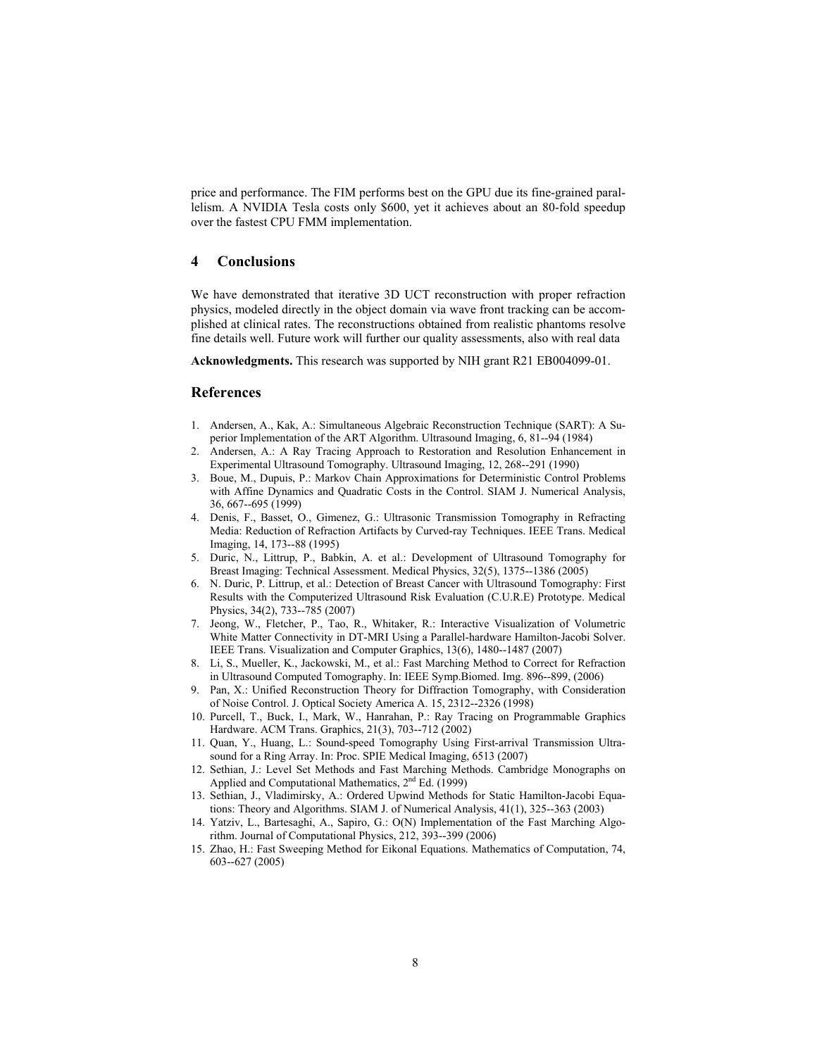price and performance. The FIM performs best on the GPU due its fine-grained parallelism. A NVIDIA Tesla costs only $600, yet it achieves about an 80-fold speedup over the fastest CPU FMM implementation.

## 4 Conclusions

We have demonstrated that iterative 3D UCT reconstruction with proper refraction physics, modeled directly in the object domain via wave front tracking can be accomplished at clinical rates. The reconstructions obtained from realistic phantoms resolve fine details well. Future work will further our quality assessments, also with real data

**Acknowledgments.** This research was supported by NIH grant R21 EB004099-01.

## References

1. Andersen, A., Kak, A.: Simultaneous Algebraic Reconstruction Technique (SART): A Superior Implementation of the ART Algorithm. Ultrasound Imaging, 6, 81--94 (1984)
2. Andersen, A.: A Ray Tracing Approach to Restoration and Resolution Enhancement in Experimental Ultrasound Tomography. Ultrasound Imaging, 12, 268--291 (1990)
3. Boue, M., Dupuis, P.: Markov Chain Approximations for Deterministic Control Problems with Affine Dynamics and Quadratic Costs in the Control. SIAM J. Numerical Analysis, 36, 667--695 (1999)
4. Denis, F., Basset, O., Gimenez, G.: Ultrasonic Transmission Tomography in Refracting Media: Reduction of Refraction Artifacts by Curved-ray Techniques. IEEE Trans. Medical Imaging, 14, 173--88 (1995)
5. Duric, N., Littrup, P., Babkin, A. et al.: Development of Ultrasound Tomography for Breast Imaging: Technical Assessment. Medical Physics, 32(5), 1375--1386 (2005)
6. N. Duric, P. Littrup, et al.: Detection of Breast Cancer with Ultrasound Tomography: First Results with the Computerized Ultrasound Risk Evaluation (C.U.R.E) Prototype. Medical Physics, 34(2), 733--785 (2007)
7. Jeong, W., Fletcher, P., Tao, R., Whitaker, R.: Interactive Visualization of Volumetric White Matter Connectivity in DT-MRI Using a Parallel-hardware Hamilton-Jacobi Solver. IEEE Trans. Visualization and Computer Graphics, 13(6), 1480--1487 (2007)
8. Li, S., Mueller, K., Jackowski, M., et al.: Fast Marching Method to Correct for Refraction in Ultrasound Computed Tomography. In: IEEE Symp.Biomed. Img. 896--899, (2006)
9. Pan, X.: Unified Reconstruction Theory for Diffraction Tomography, with Consideration of Noise Control. J. Optical Society America A. 15, 2312--2326 (1998)
10. Purcell, T., Buck, I., Mark, W., Hanrahan, P.: Ray Tracing on Programmable Graphics Hardware. ACM Trans. Graphics, 21(3), 703--712 (2002)
11. Quan, Y., Huang, L.: Sound-speed Tomography Using First-arrival Transmission Ultrasound for a Ring Array. In: Proc. SPIE Medical Imaging, 6513 (2007)
12. Sethian, J.: Level Set Methods and Fast Marching Methods. Cambridge Monographs on Applied and Computational Mathematics, 2nd Ed. (1999)
13. Sethian, J., Vladimirsky, A.: Ordered Upwind Methods for Static Hamilton-Jacobi Equations: Theory and Algorithms. SIAM J. of Numerical Analysis, 41(1), 325--363 (2003)
14. Yatziv, L., Bartesaghi, A., Sapiro, G.: O(N) Implementation of the Fast Marching Algorithm. Journal of Computational Physics, 212, 393--399 (2006)
15. Zhao, H.: Fast Sweeping Method for Eikonal Equations. Mathematics of Computation, 74, 603--627 (2005)